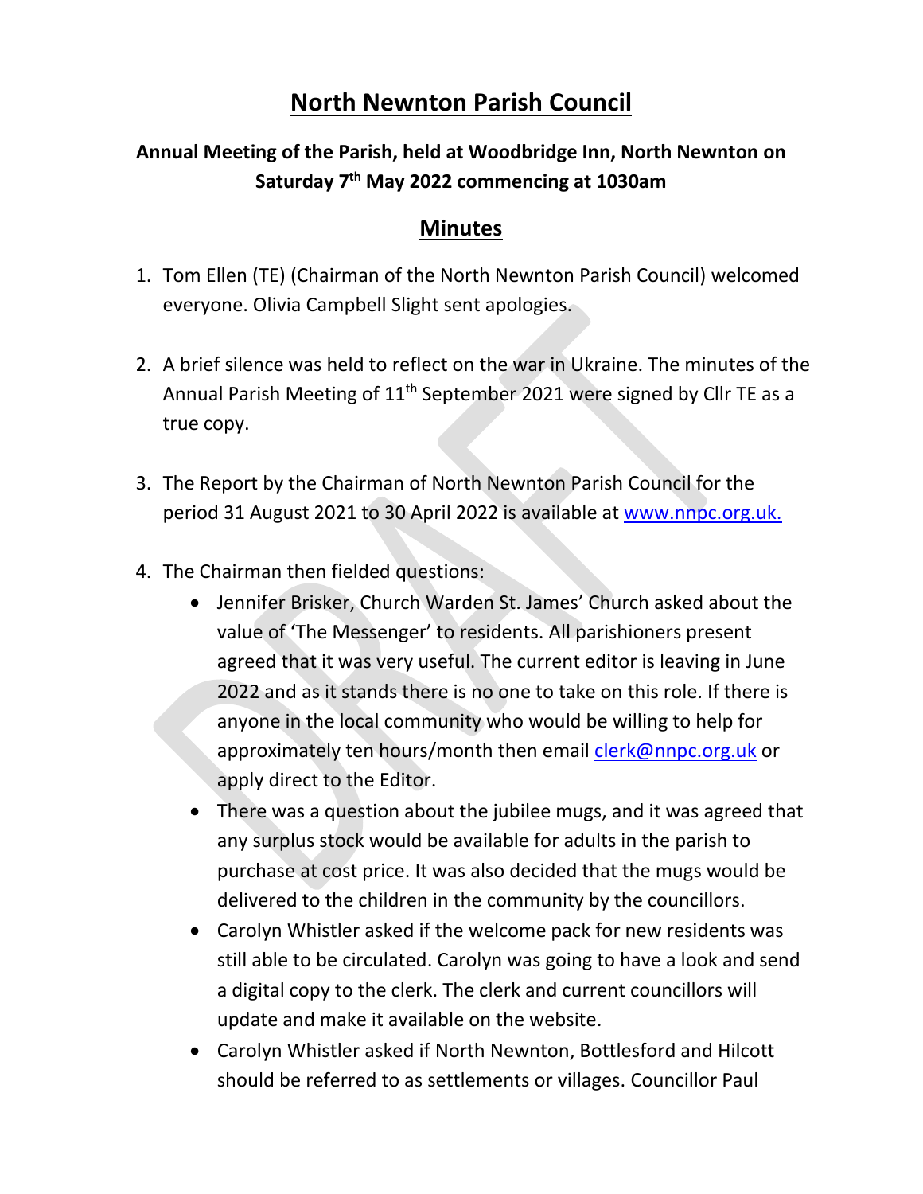# North Newnton Parish Council

## Annual Meeting of the Parish, held at Woodbridge Inn, North Newnton on Saturday 7th May 2022 commencing at 1030am

## Minutes

1. Tom Ellen (TE) (Chairman of the North Newnton Parish Council) welcomed everyone. Olivia Campbell Slight sent apologies.

2. A brief silence was held to reflect on the war in Ukraine. The minutes of the Annual Parish Meeting of 11th September 2021 were signed by Cllr TE as a true copy.

3. The Report by the Chairman of North Newnton Parish Council for the period 31 August 2021 to 30 April 2022 is available at www.nnpc.org.uk.

4. The Chairman then fielded questions:
   - Jennifer Brisker, Church Warden St. James' Church asked about the value of 'The Messenger' to residents. All parishioners present agreed that it was very useful. The current editor is leaving in June 2022 and as it stands there is no one to take on this role. If there is anyone in the local community who would be willing to help for approximately ten hours/month then email clerk@nnpc.org.uk or apply direct to the Editor.
   - There was a question about the jubilee mugs, and it was agreed that any surplus stock would be available for adults in the parish to purchase at cost price. It was also decided that the mugs would be delivered to the children in the community by the councillors.
   - Carolyn Whistler asked if the welcome pack for new residents was still able to be circulated. Carolyn was going to have a look and send a digital copy to the clerk. The clerk and current councillors will update and make it available on the website.
   - Carolyn Whistler asked if North Newnton, Bottlesford and Hilcott should be referred to as settlements or villages. Councillor Paul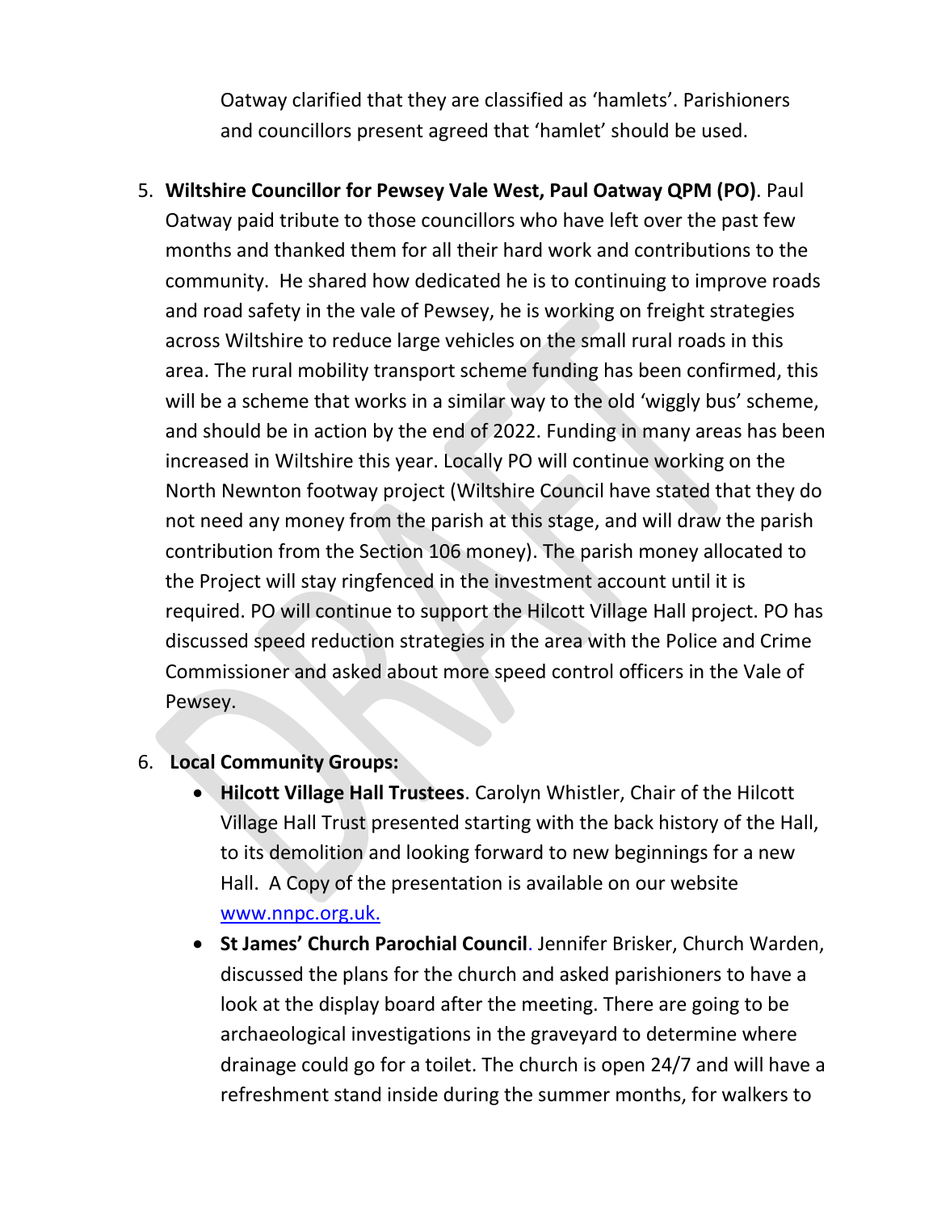Oatway clarified that they are classified as 'hamlets'. Parishioners and councillors present agreed that 'hamlet' should be used.

5. **Wiltshire Councillor for Pewsey Vale West, Paul Oatway QPM (PO)**. Paul Oatway paid tribute to those councillors who have left over the past few months and thanked them for all their hard work and contributions to the community. He shared how dedicated he is to continuing to improve roads and road safety in the vale of Pewsey, he is working on freight strategies across Wiltshire to reduce large vehicles on the small rural roads in this area. The rural mobility transport scheme funding has been confirmed, this will be a scheme that works in a similar way to the old 'wiggly bus' scheme, and should be in action by the end of 2022. Funding in many areas has been increased in Wiltshire this year. Locally PO will continue working on the North Newnton footway project (Wiltshire Council have stated that they do not need any money from the parish at this stage, and will draw the parish contribution from the Section 106 money). The parish money allocated to the Project will stay ringfenced in the investment account until it is required. PO will continue to support the Hilcott Village Hall project. PO has discussed speed reduction strategies in the area with the Police and Crime Commissioner and asked about more speed control officers in the Vale of Pewsey.

6. **Local Community Groups:**
   - **Hilcott Village Hall Trustees**. Carolyn Whistler, Chair of the Hilcott Village Hall Trust presented starting with the back history of the Hall, to its demolition and looking forward to new beginnings for a new Hall. A Copy of the presentation is available on our website [www.nnpc.org.uk.](www.nnpc.org.uk.)
   - **St James' Church Parochial Council**. Jennifer Brisker, Church Warden, discussed the plans for the church and asked parishioners to have a look at the display board after the meeting. There are going to be archaeological investigations in the graveyard to determine where drainage could go for a toilet. The church is open 24/7 and will have a refreshment stand inside during the summer months, for walkers to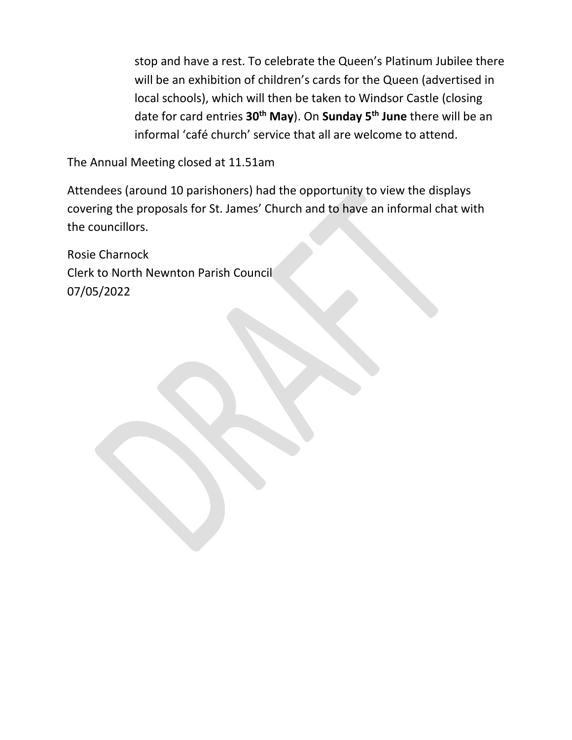stop and have a rest. To celebrate the Queen's Platinum Jubilee there will be an exhibition of children's cards for the Queen (advertised in local schools), which will then be taken to Windsor Castle (closing date for card entries **30th May**). On **Sunday 5th June** there will be an informal 'café church' service that all are welcome to attend.

The Annual Meeting closed at 11.51am

Attendees (around 10 parishoners) had the opportunity to view the displays covering the proposals for St. James' Church and to have an informal chat with the councillors.

Rosie Charnock
Clerk to North Newnton Parish Council
07/05/2022